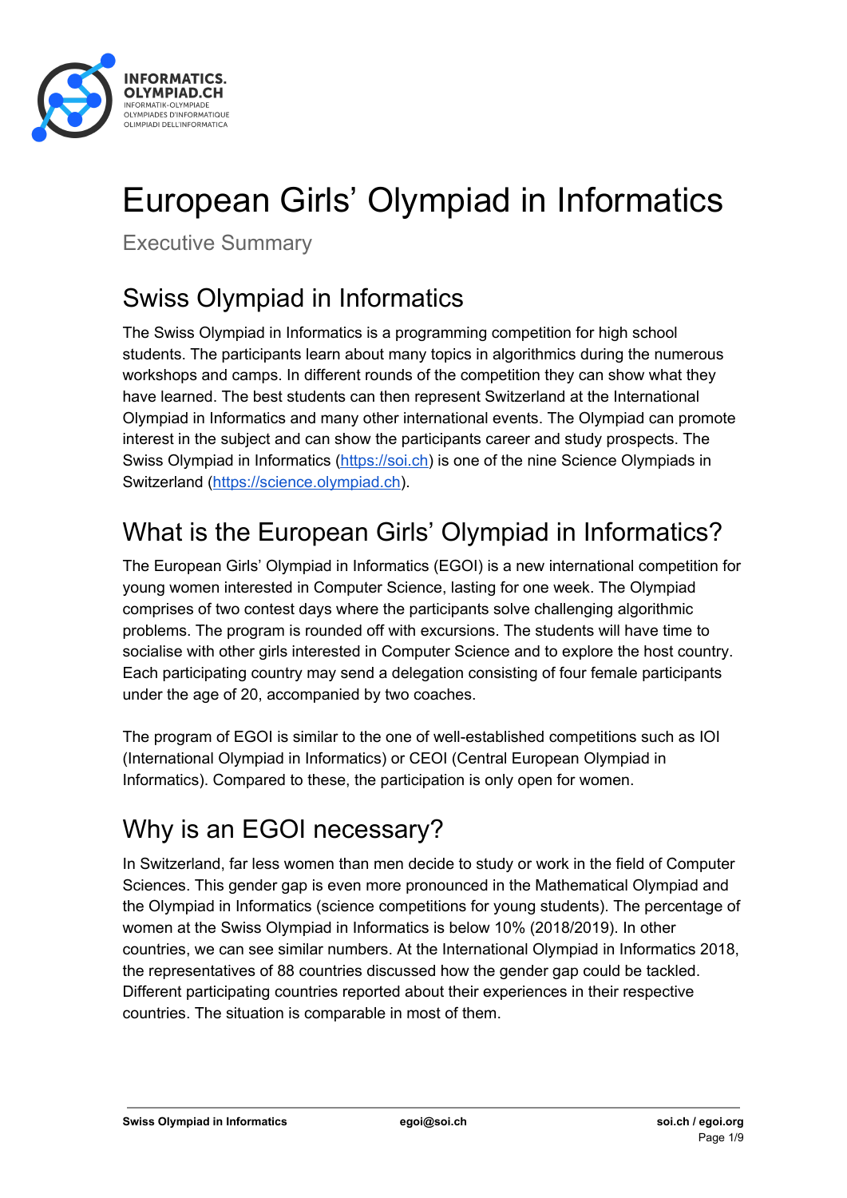**INFORMATICS. OLYMPIAD.CH**
INFORMATIK-OLYMPIADE
OLYMPIADES D'INFORMATIQUE
OLIMPIADI DELL'INFORMATICA

# European Girls' Olympiad in Informatics

Executive Summary

## Swiss Olympiad in Informatics

The Swiss Olympiad in Informatics is a programming competition for high school students. The participants learn about many topics in algorithmics during the numerous workshops and camps. In different rounds of the competition they can show what they have learned. The best students can then represent Switzerland at the International Olympiad in Informatics and many other international events. The Olympiad can promote interest in the subject and can show the participants career and study prospects. The Swiss Olympiad in Informatics (https://soi.ch) is one of the nine Science Olympiads in Switzerland (https://science.olympiad.ch).

## What is the European Girls' Olympiad in Informatics?

The European Girls' Olympiad in Informatics (EGOI) is a new international competition for young women interested in Computer Science, lasting for one week. The Olympiad comprises of two contest days where the participants solve challenging algorithmic problems. The program is rounded off with excursions. The students will have time to socialise with other girls interested in Computer Science and to explore the host country. Each participating country may send a delegation consisting of four female participants under the age of 20, accompanied by two coaches.

The program of EGOI is similar to the one of well-established competitions such as IOI (International Olympiad in Informatics) or CEOI (Central European Olympiad in Informatics). Compared to these, the participation is only open for women.

## Why is an EGOI necessary?

In Switzerland, far less women than men decide to study or work in the field of Computer Sciences. This gender gap is even more pronounced in the Mathematical Olympiad and the Olympiad in Informatics (science competitions for young students). The percentage of women at the Swiss Olympiad in Informatics is below 10% (2018/2019). In other countries, we can see similar numbers. At the International Olympiad in Informatics 2018, the representatives of 88 countries discussed how the gender gap could be tackled. Different participating countries reported about their experiences in their respective countries. The situation is comparable in most of them.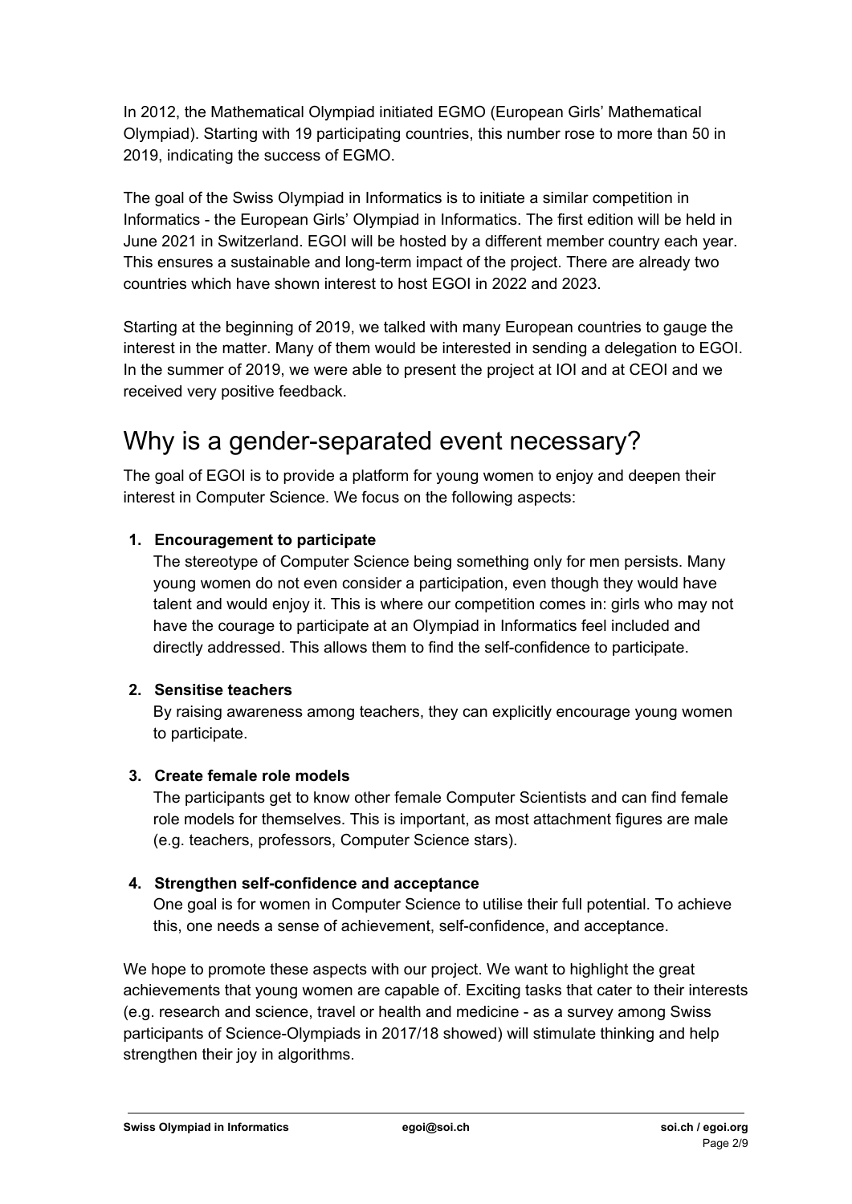In 2012, the Mathematical Olympiad initiated EGMO (European Girls' Mathematical Olympiad). Starting with 19 participating countries, this number rose to more than 50 in 2019, indicating the success of EGMO.

The goal of the Swiss Olympiad in Informatics is to initiate a similar competition in Informatics - the European Girls' Olympiad in Informatics. The first edition will be held in June 2021 in Switzerland. EGOI will be hosted by a different member country each year. This ensures a sustainable and long-term impact of the project. There are already two countries which have shown interest to host EGOI in 2022 and 2023.

Starting at the beginning of 2019, we talked with many European countries to gauge the interest in the matter. Many of them would be interested in sending a delegation to EGOI. In the summer of 2019, we were able to present the project at IOI and at CEOI and we received very positive feedback.

# Why is a gender-separated event necessary?

The goal of EGOI is to provide a platform for young women to enjoy and deepen their interest in Computer Science. We focus on the following aspects:

1. **Encouragement to participate**
   The stereotype of Computer Science being something only for men persists. Many young women do not even consider a participation, even though they would have talent and would enjoy it. This is where our competition comes in: girls who may not have the courage to participate at an Olympiad in Informatics feel included and directly addressed. This allows them to find the self-confidence to participate.

2. **Sensitise teachers**
   By raising awareness among teachers, they can explicitly encourage young women to participate.

3. **Create female role models**
   The participants get to know other female Computer Scientists and can find female role models for themselves. This is important, as most attachment figures are male (e.g. teachers, professors, Computer Science stars).

4. **Strengthen self-confidence and acceptance**
   One goal is for women in Computer Science to utilise their full potential. To achieve this, one needs a sense of achievement, self-confidence, and acceptance.

We hope to promote these aspects with our project. We want to highlight the great achievements that young women are capable of. Exciting tasks that cater to their interests (e.g. research and science, travel or health and medicine - as a survey among Swiss participants of Science-Olympiads in 2017/18 showed) will stimulate thinking and help strengthen their joy in algorithms.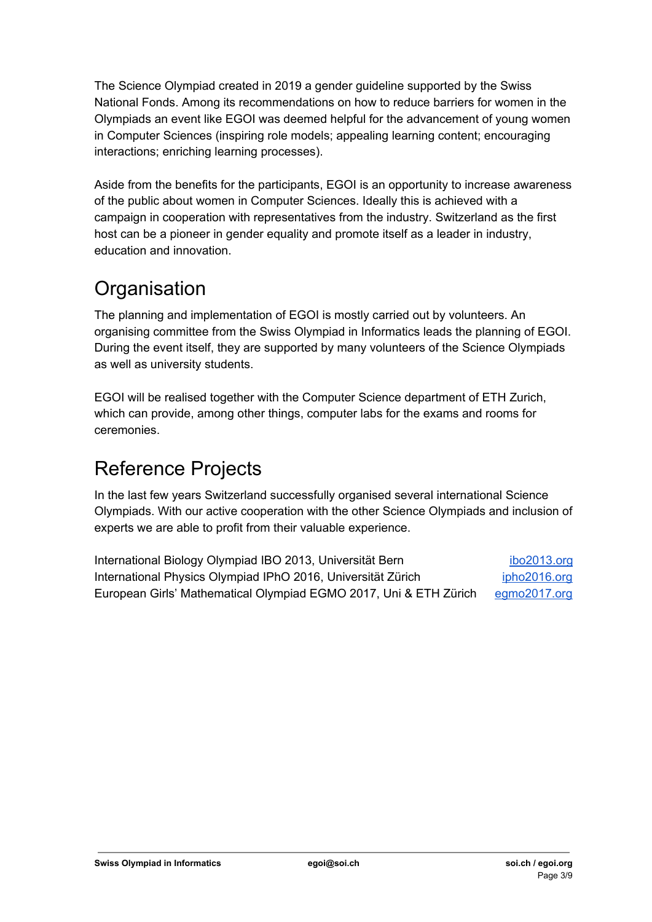The Science Olympiad created in 2019 a gender guideline supported by the Swiss National Fonds. Among its recommendations on how to reduce barriers for women in the Olympiads an event like EGOI was deemed helpful for the advancement of young women in Computer Sciences (inspiring role models; appealing learning content; encouraging interactions; enriching learning processes).

Aside from the benefits for the participants, EGOI is an opportunity to increase awareness of the public about women in Computer Sciences. Ideally this is achieved with a campaign in cooperation with representatives from the industry. Switzerland as the first host can be a pioneer in gender equality and promote itself as a leader in industry, education and innovation.

# Organisation

The planning and implementation of EGOI is mostly carried out by volunteers. An organising committee from the Swiss Olympiad in Informatics leads the planning of EGOI. During the event itself, they are supported by many volunteers of the Science Olympiads as well as university students.

EGOI will be realised together with the Computer Science department of ETH Zurich, which can provide, among other things, computer labs for the exams and rooms for ceremonies.

# Reference Projects

In the last few years Switzerland successfully organised several international Science Olympiads. With our active cooperation with the other Science Olympiads and inclusion of experts we are able to profit from their valuable experience.

| | |
|---|---|
| International Biology Olympiad IBO 2013, Universität Bern | ibo2013.org |
| International Physics Olympiad IPhO 2016, Universität Zürich | ipho2016.org |
| European Girls' Mathematical Olympiad EGMO 2017, Uni & ETH Zürich | egmo2017.org |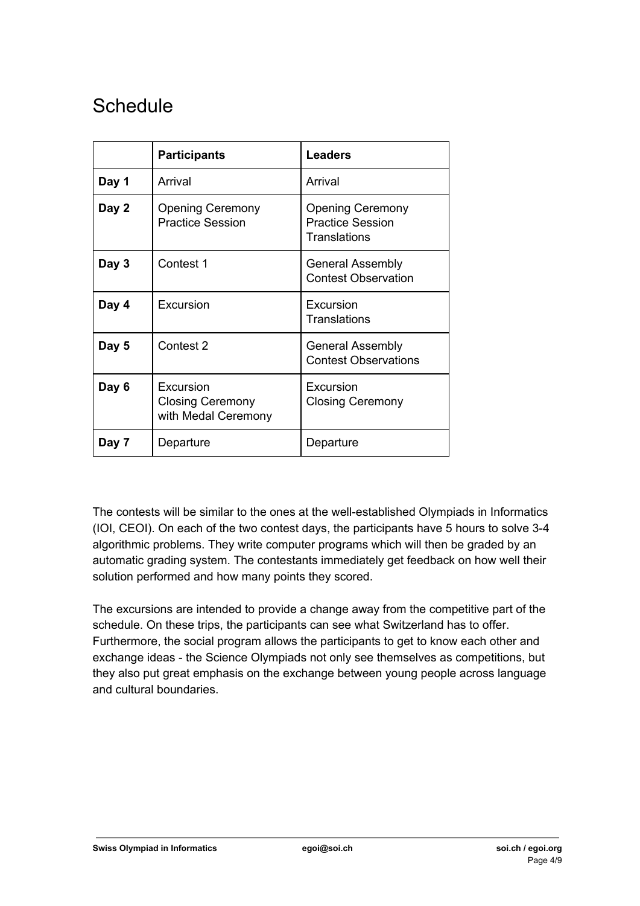# Schedule

| | **Participants** | **Leaders** |
|---|---|---|
| **Day 1** | Arrival | Arrival |
| **Day 2** | Opening Ceremony<br>Practice Session | Opening Ceremony<br>Practice Session<br>Translations |
| **Day 3** | Contest 1 | General Assembly<br>Contest Observation |
| **Day 4** | Excursion | Excursion<br>Translations |
| **Day 5** | Contest 2 | General Assembly<br>Contest Observations |
| **Day 6** | Excursion<br>Closing Ceremony with Medal Ceremony | Excursion<br>Closing Ceremony |
| **Day 7** | Departure | Departure |

The contests will be similar to the ones at the well-established Olympiads in Informatics (IOI, CEOI). On each of the two contest days, the participants have 5 hours to solve 3-4 algorithmic problems. They write computer programs which will then be graded by an automatic grading system. The contestants immediately get feedback on how well their solution performed and how many points they scored.

The excursions are intended to provide a change away from the competitive part of the schedule. On these trips, the participants can see what Switzerland has to offer. Furthermore, the social program allows the participants to get to know each other and exchange ideas - the Science Olympiads not only see themselves as competitions, but they also put great emphasis on the exchange between young people across language and cultural boundaries.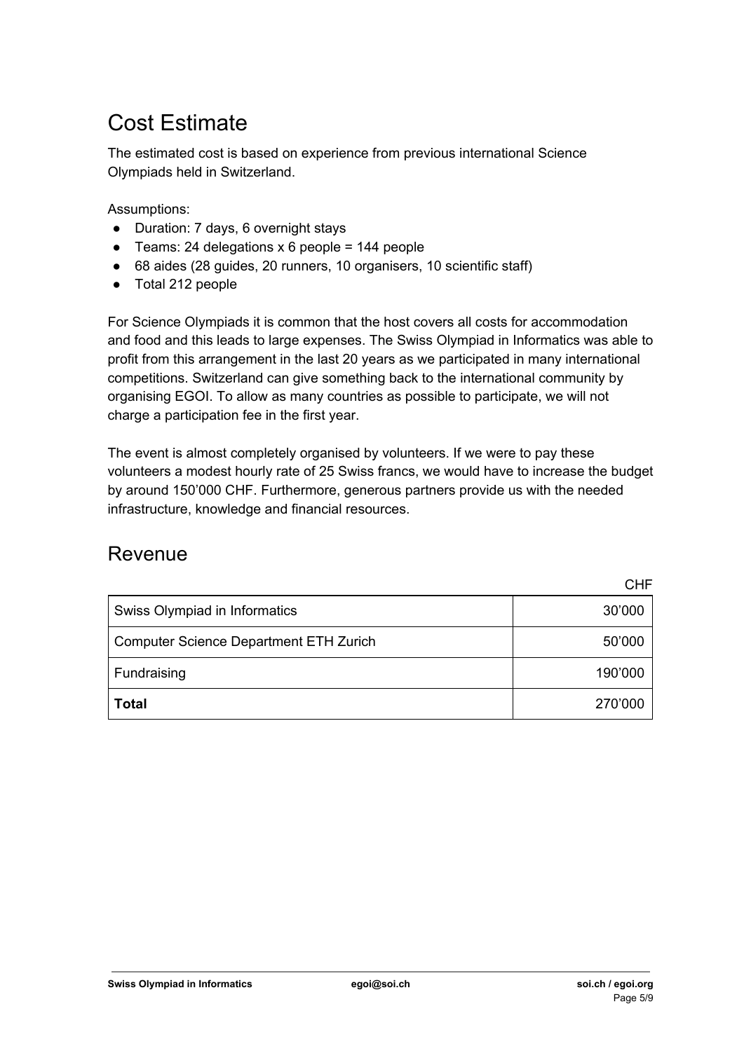# Cost Estimate

The estimated cost is based on experience from previous international Science Olympiads held in Switzerland.

Assumptions:

- Duration: 7 days, 6 overnight stays
- Teams: 24 delegations x 6 people = 144 people
- 68 aides (28 guides, 20 runners, 10 organisers, 10 scientific staff)
- Total 212 people

For Science Olympiads it is common that the host covers all costs for accommodation and food and this leads to large expenses. The Swiss Olympiad in Informatics was able to profit from this arrangement in the last 20 years as we participated in many international competitions. Switzerland can give something back to the international community by organising EGOI. To allow as many countries as possible to participate, we will not charge a participation fee in the first year.

The event is almost completely organised by volunteers. If we were to pay these volunteers a modest hourly rate of 25 Swiss francs, we would have to increase the budget by around 150’000 CHF. Furthermore, generous partners provide us with the needed infrastructure, knowledge and financial resources.

# Revenue

| | CHF |
|---|---:|
| Swiss Olympiad in Informatics | 30’000 |
| Computer Science Department ETH Zurich | 50’000 |
| Fundraising | 190’000 |
| **Total** | 270’000 |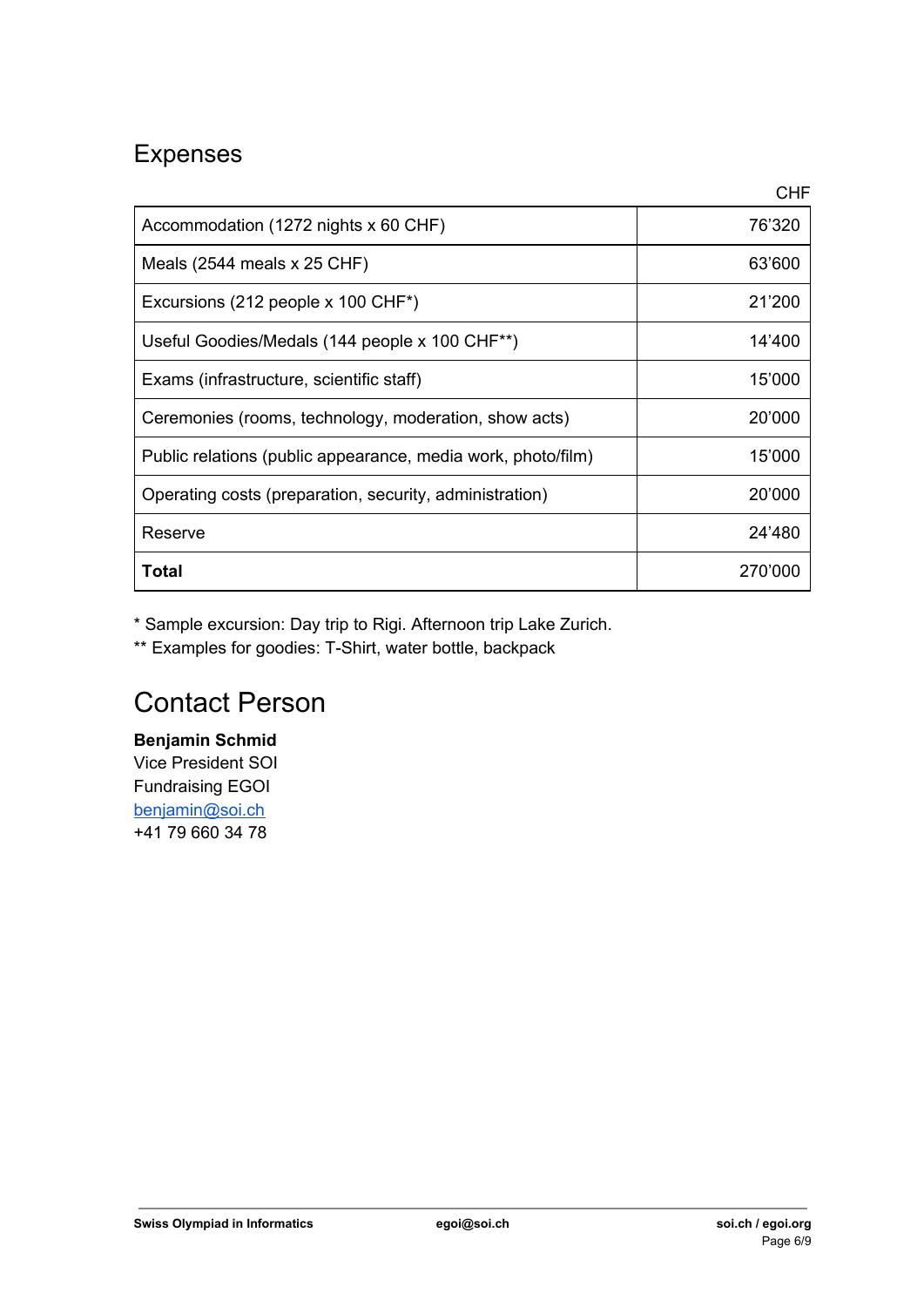## Expenses

| | CHF |
|---|---|
| Accommodation (1272 nights x 60 CHF) | 76'320 |
| Meals (2544 meals x 25 CHF) | 63'600 |
| Excursions (212 people x 100 CHF*) | 21'200 |
| Useful Goodies/Medals (144 people x 100 CHF**) | 14'400 |
| Exams (infrastructure, scientific staff) | 15'000 |
| Ceremonies (rooms, technology, moderation, show acts) | 20'000 |
| Public relations (public appearance, media work, photo/film) | 15'000 |
| Operating costs (preparation, security, administration) | 20'000 |
| Reserve | 24'480 |
| **Total** | 270'000 |

* Sample excursion: Day trip to Rigi. Afternoon trip Lake Zurich.
** Examples for goodies: T-Shirt, water bottle, backpack

## Contact Person

**Benjamin Schmid**
Vice President SOI
Fundraising EGOI
benjamin@soi.ch
+41 79 660 34 78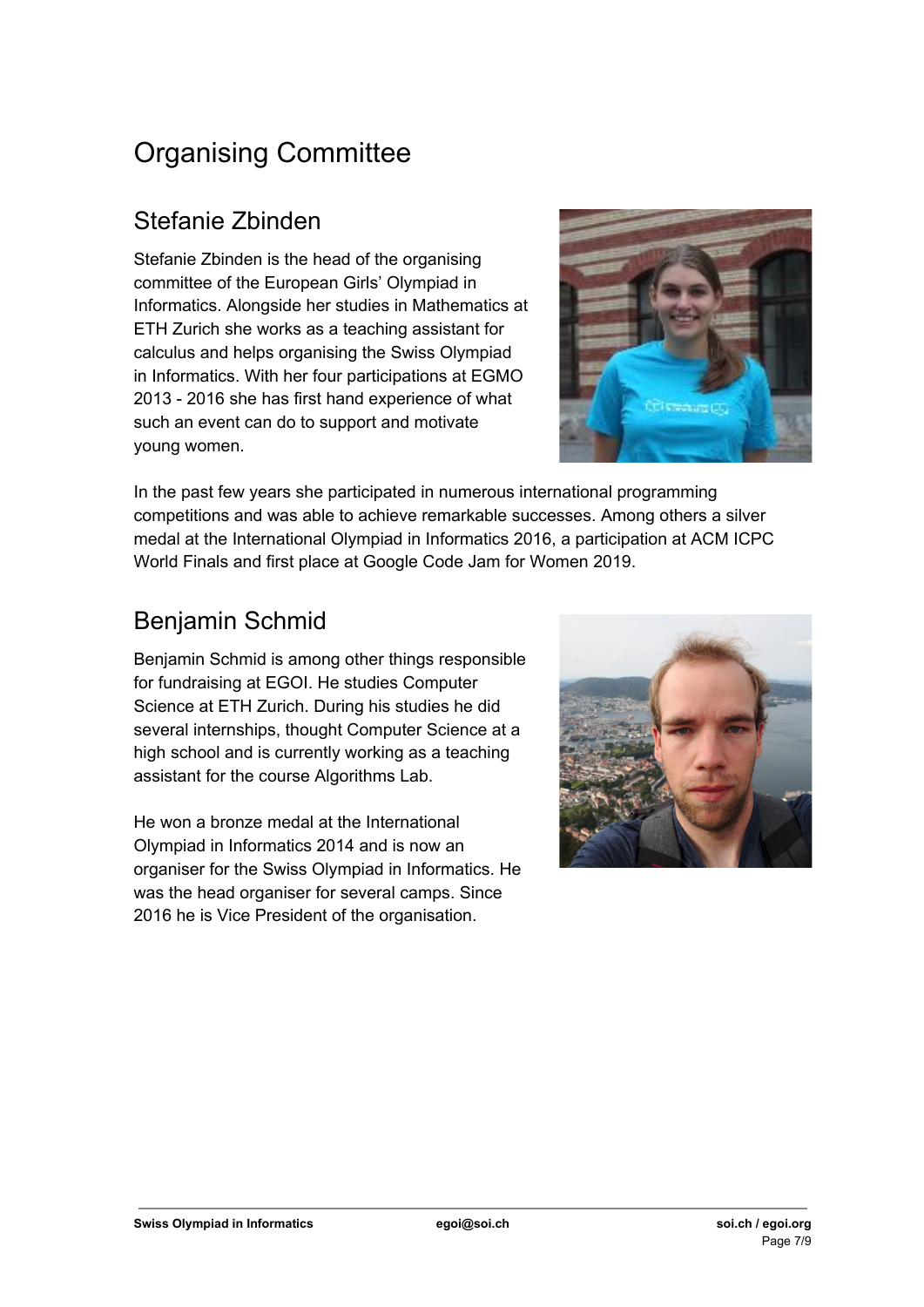# Organising Committee

## Stefanie Zbinden

Stefanie Zbinden is the head of the organising committee of the European Girls' Olympiad in Informatics. Alongside her studies in Mathematics at ETH Zurich she works as a teaching assistant for calculus and helps organising the Swiss Olympiad in Informatics. With her four participations at EGMO 2013 - 2016 she has first hand experience of what such an event can do to support and motivate young women.

In the past few years she participated in numerous international programming competitions and was able to achieve remarkable successes. Among others a silver medal at the International Olympiad in Informatics 2016, a participation at ACM ICPC World Finals and first place at Google Code Jam for Women 2019.

## Benjamin Schmid

Benjamin Schmid is among other things responsible for fundraising at EGOI. He studies Computer Science at ETH Zurich. During his studies he did several internships, thought Computer Science at a high school and is currently working as a teaching assistant for the course Algorithms Lab.

He won a bronze medal at the International Olympiad in Informatics 2014 and is now an organiser for the Swiss Olympiad in Informatics. He was the head organiser for several camps. Since 2016 he is Vice President of the organisation.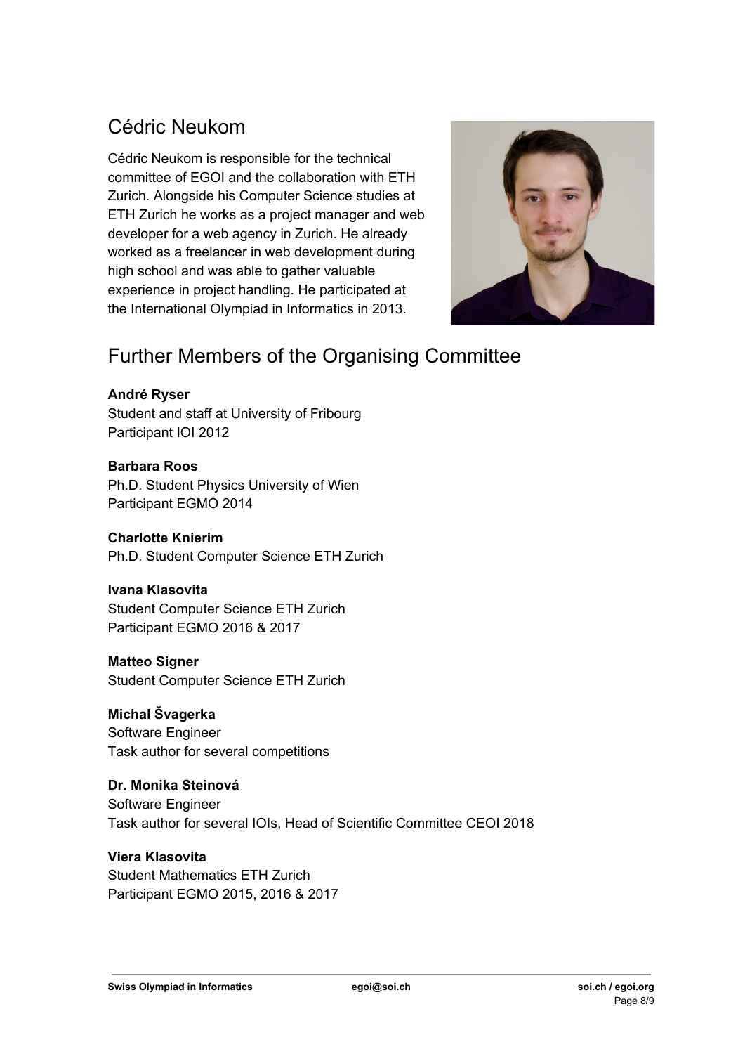## Cédric Neukom

Cédric Neukom is responsible for the technical committee of EGOI and the collaboration with ETH Zurich. Alongside his Computer Science studies at ETH Zurich he works as a project manager and web developer for a web agency in Zurich. He already worked as a freelancer in web development during high school and was able to gather valuable experience in project handling. He participated at the International Olympiad in Informatics in 2013.

## Further Members of the Organising Committee

**André Ryser**
Student and staff at University of Fribourg
Participant IOI 2012

**Barbara Roos**
Ph.D. Student Physics University of Wien
Participant EGMO 2014

**Charlotte Knierim**
Ph.D. Student Computer Science ETH Zurich

**Ivana Klasovita**
Student Computer Science ETH Zurich
Participant EGMO 2016 & 2017

**Matteo Signer**
Student Computer Science ETH Zurich

**Michal Švagerka**
Software Engineer
Task author for several competitions

**Dr. Monika Steinová**
Software Engineer
Task author for several IOIs, Head of Scientific Committee CEOI 2018

**Viera Klasovita**
Student Mathematics ETH Zurich
Participant EGMO 2015, 2016 & 2017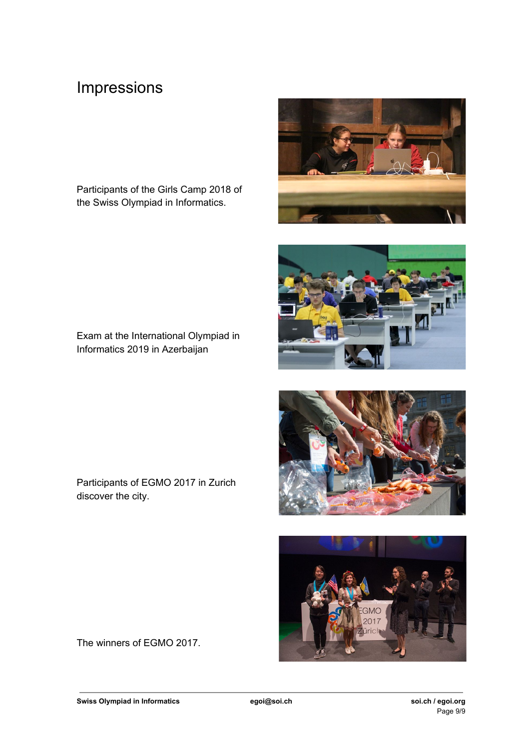# Impressions

Participants of the Girls Camp 2018 of the Swiss Olympiad in Informatics.

Exam at the International Olympiad in Informatics 2019 in Azerbaijan

Participants of EGMO 2017 in Zurich discover the city.

The winners of EGMO 2017.